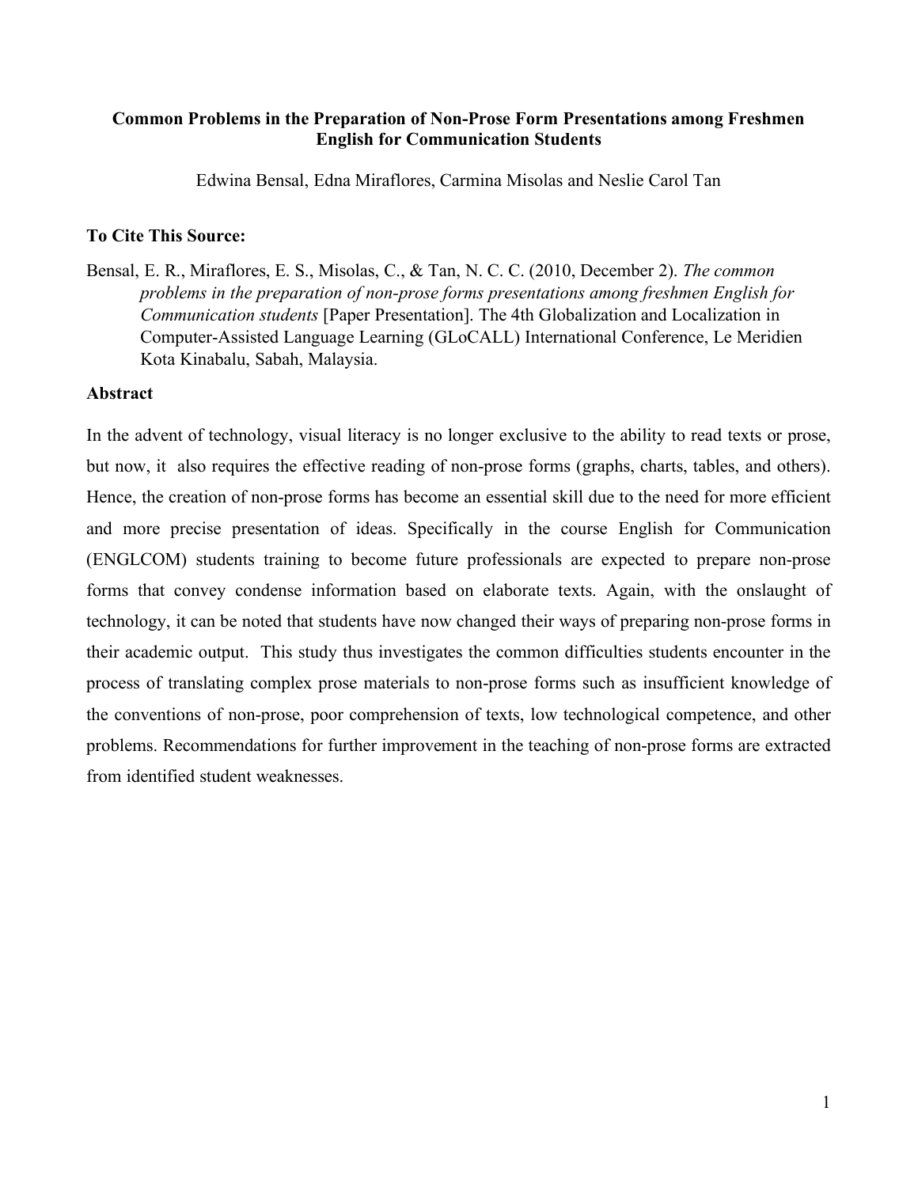# Common Problems in the Preparation of Non-Prose Form Presentations among Freshmen English for Communication Students

Edwina Bensal, Edna Miraflores, Carmina Misolas and Neslie Carol Tan

**To Cite This Source:**

Bensal, E. R., Miraflores, E. S., Misolas, C., & Tan, N. C. C. (2010, December 2). *The common problems in the preparation of non-prose forms presentations among freshmen English for Communication students* [Paper Presentation]. The 4th Globalization and Localization in Computer-Assisted Language Learning (GLoCALL) International Conference, Le Meridien Kota Kinabalu, Sabah, Malaysia.

## Abstract

In the advent of technology, visual literacy is no longer exclusive to the ability to read texts or prose, but now, it also requires the effective reading of non-prose forms (graphs, charts, tables, and others). Hence, the creation of non-prose forms has become an essential skill due to the need for more efficient and more precise presentation of ideas. Specifically in the course English for Communication (ENGLCOM) students training to become future professionals are expected to prepare non-prose forms that convey condense information based on elaborate texts. Again, with the onslaught of technology, it can be noted that students have now changed their ways of preparing non-prose forms in their academic output. This study thus investigates the common difficulties students encounter in the process of translating complex prose materials to non-prose forms such as insufficient knowledge of the conventions of non-prose, poor comprehension of texts, low technological competence, and other problems. Recommendations for further improvement in the teaching of non-prose forms are extracted from identified student weaknesses.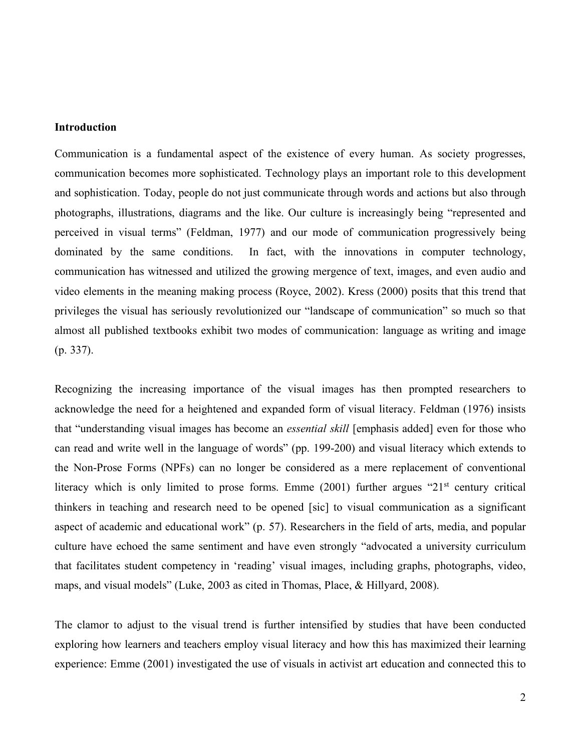**Introduction**

Communication is a fundamental aspect of the existence of every human. As society progresses, communication becomes more sophisticated. Technology plays an important role to this development and sophistication. Today, people do not just communicate through words and actions but also through photographs, illustrations, diagrams and the like. Our culture is increasingly being "represented and perceived in visual terms" (Feldman, 1977) and our mode of communication progressively being dominated by the same conditions. In fact, with the innovations in computer technology, communication has witnessed and utilized the growing mergence of text, images, and even audio and video elements in the meaning making process (Royce, 2002). Kress (2000) posits that this trend that privileges the visual has seriously revolutionized our "landscape of communication" so much so that almost all published textbooks exhibit two modes of communication: language as writing and image (p. 337).

Recognizing the increasing importance of the visual images has then prompted researchers to acknowledge the need for a heightened and expanded form of visual literacy. Feldman (1976) insists that "understanding visual images has become an *essential skill* [emphasis added] even for those who can read and write well in the language of words" (pp. 199-200) and visual literacy which extends to the Non-Prose Forms (NPFs) can no longer be considered as a mere replacement of conventional literacy which is only limited to prose forms. Emme (2001) further argues "21st century critical thinkers in teaching and research need to be opened [sic] to visual communication as a significant aspect of academic and educational work" (p. 57). Researchers in the field of arts, media, and popular culture have echoed the same sentiment and have even strongly "advocated a university curriculum that facilitates student competency in 'reading' visual images, including graphs, photographs, video, maps, and visual models" (Luke, 2003 as cited in Thomas, Place, & Hillyard, 2008).

The clamor to adjust to the visual trend is further intensified by studies that have been conducted exploring how learners and teachers employ visual literacy and how this has maximized their learning experience: Emme (2001) investigated the use of visuals in activist art education and connected this to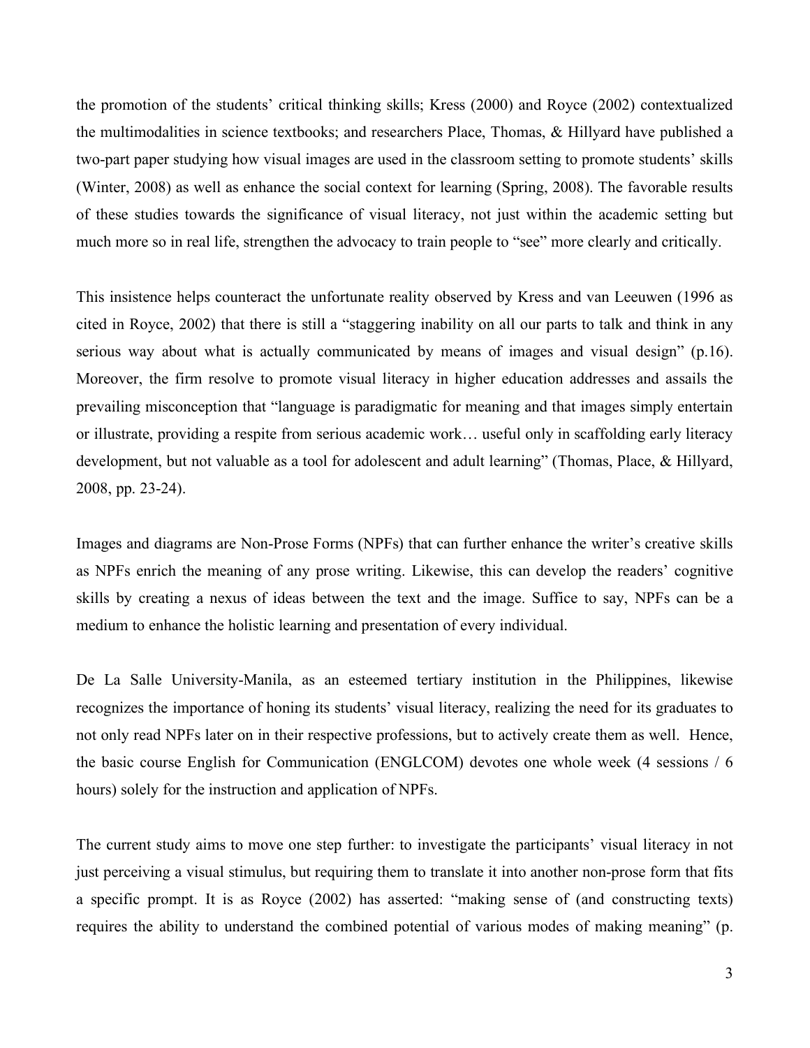the promotion of the students' critical thinking skills; Kress (2000) and Royce (2002) contextualized the multimodalities in science textbooks; and researchers Place, Thomas, & Hillyard have published a two-part paper studying how visual images are used in the classroom setting to promote students' skills (Winter, 2008) as well as enhance the social context for learning (Spring, 2008). The favorable results of these studies towards the significance of visual literacy, not just within the academic setting but much more so in real life, strengthen the advocacy to train people to "see" more clearly and critically.

This insistence helps counteract the unfortunate reality observed by Kress and van Leeuwen (1996 as cited in Royce, 2002) that there is still a "staggering inability on all our parts to talk and think in any serious way about what is actually communicated by means of images and visual design" (p.16). Moreover, the firm resolve to promote visual literacy in higher education addresses and assails the prevailing misconception that "language is paradigmatic for meaning and that images simply entertain or illustrate, providing a respite from serious academic work… useful only in scaffolding early literacy development, but not valuable as a tool for adolescent and adult learning" (Thomas, Place, & Hillyard, 2008, pp. 23-24).

Images and diagrams are Non-Prose Forms (NPFs) that can further enhance the writer's creative skills as NPFs enrich the meaning of any prose writing. Likewise, this can develop the readers' cognitive skills by creating a nexus of ideas between the text and the image. Suffice to say, NPFs can be a medium to enhance the holistic learning and presentation of every individual.

De La Salle University-Manila, as an esteemed tertiary institution in the Philippines, likewise recognizes the importance of honing its students' visual literacy, realizing the need for its graduates to not only read NPFs later on in their respective professions, but to actively create them as well. Hence, the basic course English for Communication (ENGLCOM) devotes one whole week (4 sessions / 6 hours) solely for the instruction and application of NPFs.

The current study aims to move one step further: to investigate the participants' visual literacy in not just perceiving a visual stimulus, but requiring them to translate it into another non-prose form that fits a specific prompt. It is as Royce (2002) has asserted: "making sense of (and constructing texts) requires the ability to understand the combined potential of various modes of making meaning" (p.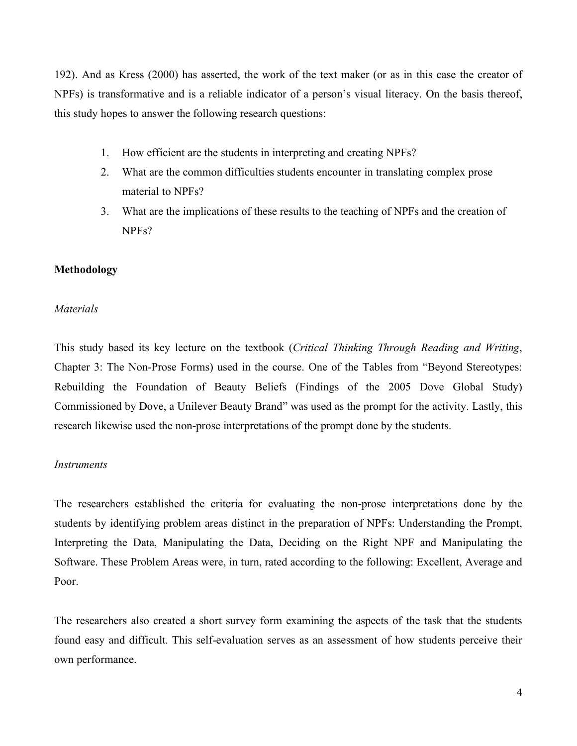192). And as Kress (2000) has asserted, the work of the text maker (or as in this case the creator of NPFs) is transformative and is a reliable indicator of a person's visual literacy. On the basis thereof, this study hopes to answer the following research questions:

1. How efficient are the students in interpreting and creating NPFs?
2. What are the common difficulties students encounter in translating complex prose material to NPFs?
3. What are the implications of these results to the teaching of NPFs and the creation of NPFs?

**Methodology**

*Materials*

This study based its key lecture on the textbook (*Critical Thinking Through Reading and Writing*, Chapter 3: The Non-Prose Forms) used in the course. One of the Tables from "Beyond Stereotypes: Rebuilding the Foundation of Beauty Beliefs (Findings of the 2005 Dove Global Study) Commissioned by Dove, a Unilever Beauty Brand" was used as the prompt for the activity. Lastly, this research likewise used the non-prose interpretations of the prompt done by the students.

*Instruments*

The researchers established the criteria for evaluating the non-prose interpretations done by the students by identifying problem areas distinct in the preparation of NPFs: Understanding the Prompt, Interpreting the Data, Manipulating the Data, Deciding on the Right NPF and Manipulating the Software. These Problem Areas were, in turn, rated according to the following: Excellent, Average and Poor.

The researchers also created a short survey form examining the aspects of the task that the students found easy and difficult. This self-evaluation serves as an assessment of how students perceive their own performance.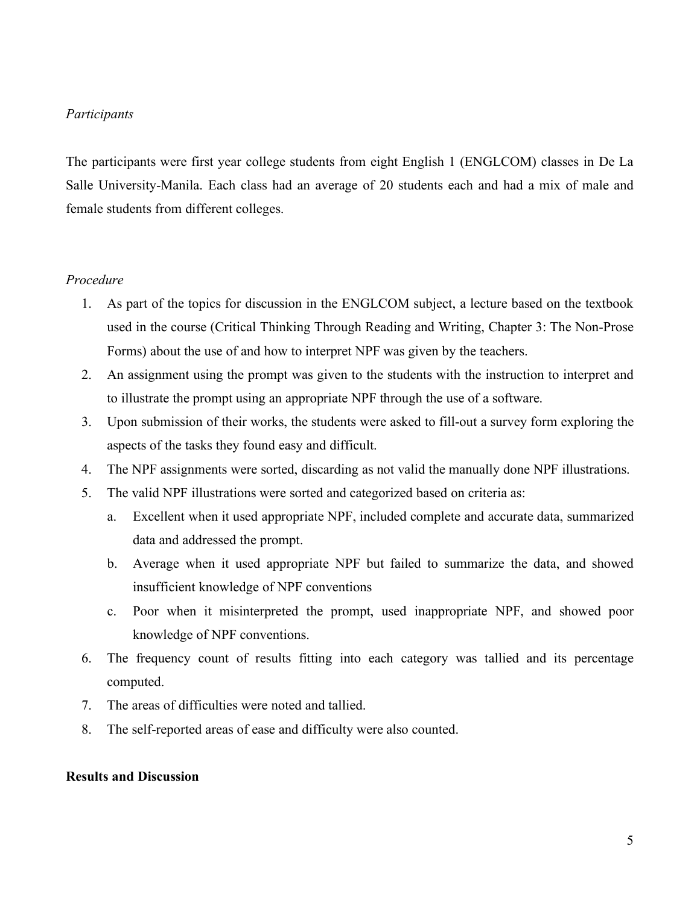*Participants*

The participants were first year college students from eight English 1 (ENGLCOM) classes in De La Salle University-Manila. Each class had an average of 20 students each and had a mix of male and female students from different colleges.

*Procedure*

1. As part of the topics for discussion in the ENGLCOM subject, a lecture based on the textbook used in the course (Critical Thinking Through Reading and Writing, Chapter 3: The Non-Prose Forms) about the use of and how to interpret NPF was given by the teachers.
2. An assignment using the prompt was given to the students with the instruction to interpret and to illustrate the prompt using an appropriate NPF through the use of a software.
3. Upon submission of their works, the students were asked to fill-out a survey form exploring the aspects of the tasks they found easy and difficult.
4. The NPF assignments were sorted, discarding as not valid the manually done NPF illustrations.
5. The valid NPF illustrations were sorted and categorized based on criteria as:
   a. Excellent when it used appropriate NPF, included complete and accurate data, summarized data and addressed the prompt.
   b. Average when it used appropriate NPF but failed to summarize the data, and showed insufficient knowledge of NPF conventions
   c. Poor when it misinterpreted the prompt, used inappropriate NPF, and showed poor knowledge of NPF conventions.
6. The frequency count of results fitting into each category was tallied and its percentage computed.
7. The areas of difficulties were noted and tallied.
8. The self-reported areas of ease and difficulty were also counted.

**Results and Discussion**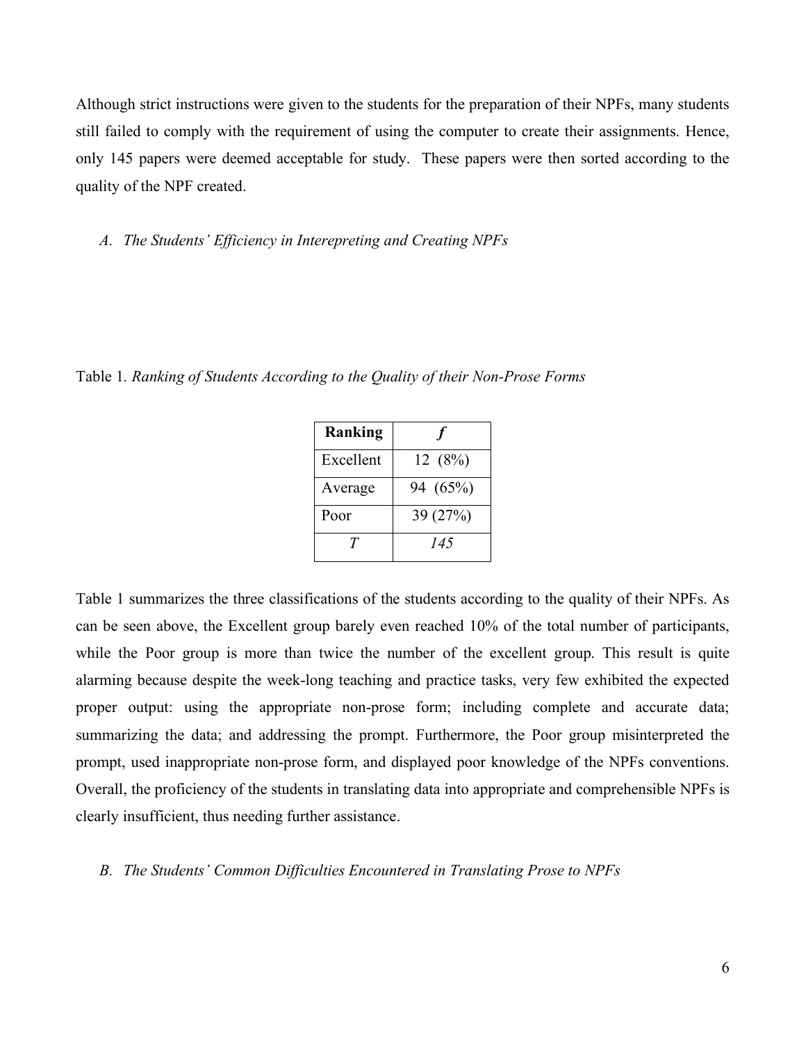Although strict instructions were given to the students for the preparation of their NPFs, many students still failed to comply with the requirement of using the computer to create their assignments. Hence, only 145 papers were deemed acceptable for study. These papers were then sorted according to the quality of the NPF created.

### *A. The Students' Efficiency in Interepreting and Creating NPFs*

Table 1. *Ranking of Students According to the Quality of their Non-Prose Forms*

| **Ranking** | ***f*** |
|---|---|
| Excellent | 12 (8%) |
| Average | 94 (65%) |
| Poor | 39 (27%) |
| *T* | *145* |

Table 1 summarizes the three classifications of the students according to the quality of their NPFs. As can be seen above, the Excellent group barely even reached 10% of the total number of participants, while the Poor group is more than twice the number of the excellent group. This result is quite alarming because despite the week-long teaching and practice tasks, very few exhibited the expected proper output: using the appropriate non-prose form; including complete and accurate data; summarizing the data; and addressing the prompt. Furthermore, the Poor group misinterpreted the prompt, used inappropriate non-prose form, and displayed poor knowledge of the NPFs conventions. Overall, the proficiency of the students in translating data into appropriate and comprehensible NPFs is clearly insufficient, thus needing further assistance.

### *B. The Students' Common Difficulties Encountered in Translating Prose to NPFs*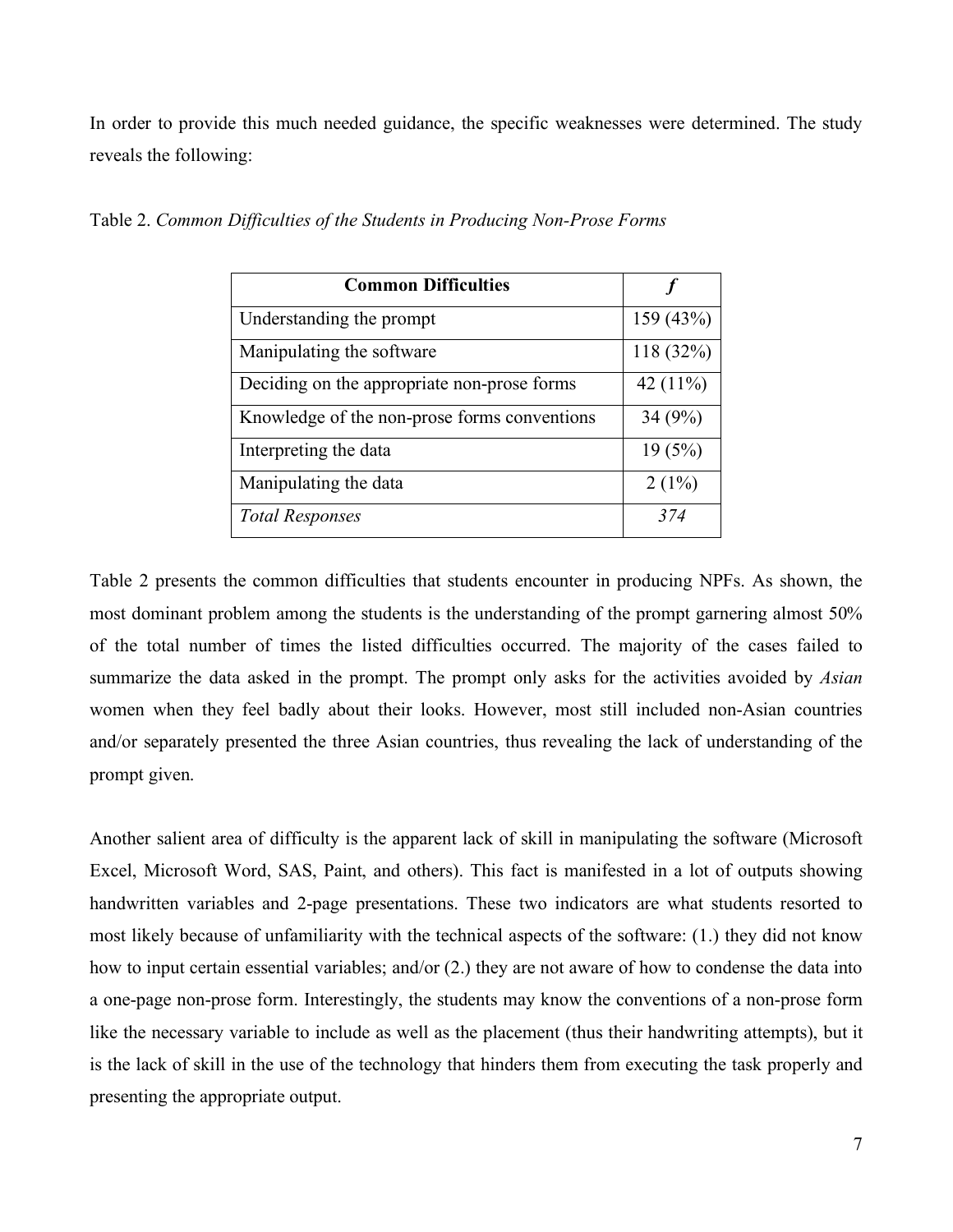In order to provide this much needed guidance, the specific weaknesses were determined. The study reveals the following:

Table 2. *Common Difficulties of the Students in Producing Non-Prose Forms*

| **Common Difficulties** | ***f*** |
|---|---|
| Understanding the prompt | 159 (43%) |
| Manipulating the software | 118 (32%) |
| Deciding on the appropriate non-prose forms | 42 (11%) |
| Knowledge of the non-prose forms conventions | 34 (9%) |
| Interpreting the data | 19 (5%) |
| Manipulating the data | 2 (1%) |
| *Total Responses* | *374* |

Table 2 presents the common difficulties that students encounter in producing NPFs. As shown, the most dominant problem among the students is the understanding of the prompt garnering almost 50% of the total number of times the listed difficulties occurred. The majority of the cases failed to summarize the data asked in the prompt. The prompt only asks for the activities avoided by *Asian* women when they feel badly about their looks. However, most still included non-Asian countries and/or separately presented the three Asian countries, thus revealing the lack of understanding of the prompt given.

Another salient area of difficulty is the apparent lack of skill in manipulating the software (Microsoft Excel, Microsoft Word, SAS, Paint, and others). This fact is manifested in a lot of outputs showing handwritten variables and 2-page presentations. These two indicators are what students resorted to most likely because of unfamiliarity with the technical aspects of the software: (1.) they did not know how to input certain essential variables; and/or (2.) they are not aware of how to condense the data into a one-page non-prose form. Interestingly, the students may know the conventions of a non-prose form like the necessary variable to include as well as the placement (thus their handwriting attempts), but it is the lack of skill in the use of the technology that hinders them from executing the task properly and presenting the appropriate output.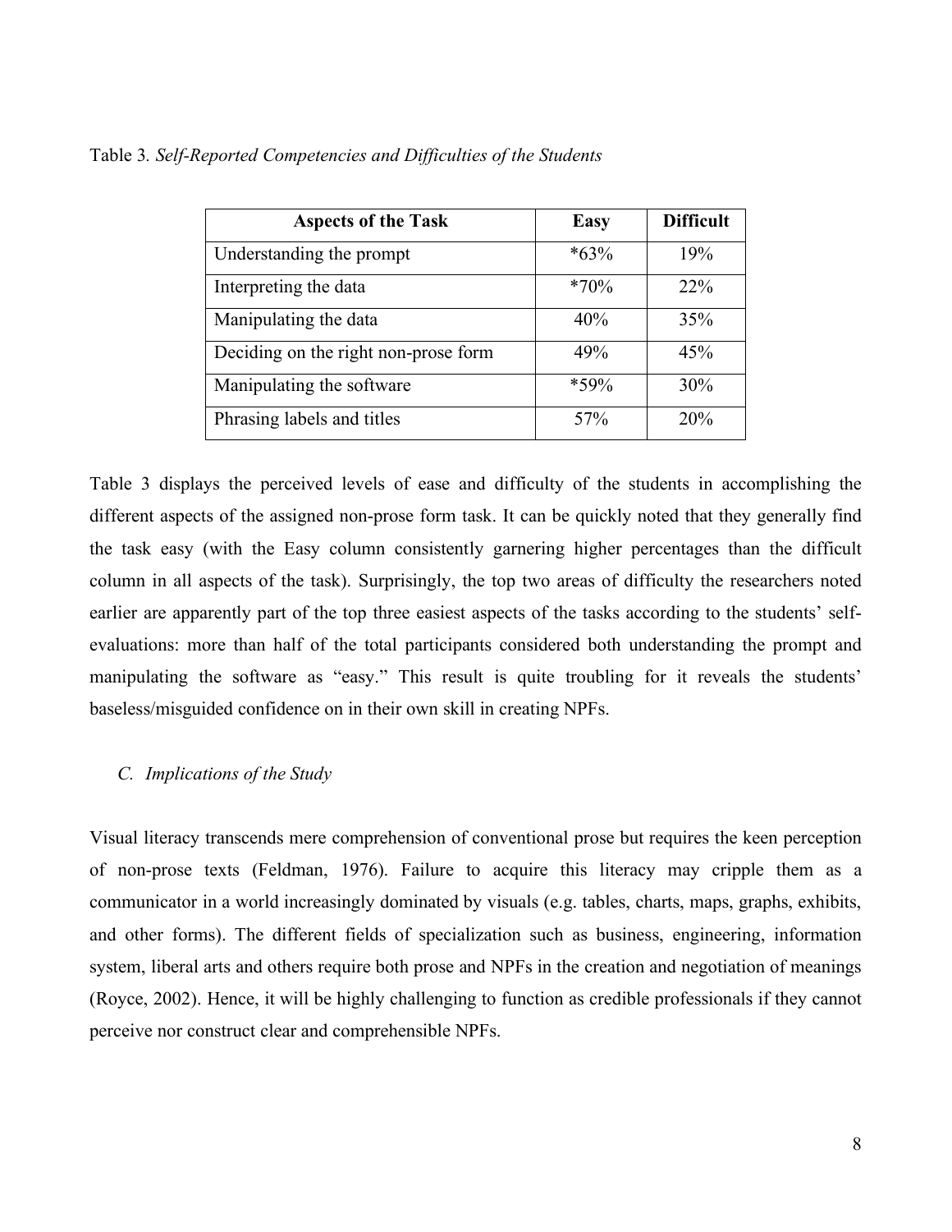Table 3. *Self-Reported Competencies and Difficulties of the Students*

| Aspects of the Task | Easy | Difficult |
|---|---|---|
| Understanding the prompt | *63% | 19% |
| Interpreting the data | *70% | 22% |
| Manipulating the data | 40% | 35% |
| Deciding on the right non-prose form | 49% | 45% |
| Manipulating the software | *59% | 30% |
| Phrasing labels and titles | 57% | 20% |

Table 3 displays the perceived levels of ease and difficulty of the students in accomplishing the different aspects of the assigned non-prose form task. It can be quickly noted that they generally find the task easy (with the Easy column consistently garnering higher percentages than the difficult column in all aspects of the task). Surprisingly, the top two areas of difficulty the researchers noted earlier are apparently part of the top three easiest aspects of the tasks according to the students' self-evaluations: more than half of the total participants considered both understanding the prompt and manipulating the software as "easy." This result is quite troubling for it reveals the students' baseless/misguided confidence on in their own skill in creating NPFs.

### *C. Implications of the Study*

Visual literacy transcends mere comprehension of conventional prose but requires the keen perception of non-prose texts (Feldman, 1976). Failure to acquire this literacy may cripple them as a communicator in a world increasingly dominated by visuals (e.g. tables, charts, maps, graphs, exhibits, and other forms). The different fields of specialization such as business, engineering, information system, liberal arts and others require both prose and NPFs in the creation and negotiation of meanings (Royce, 2002). Hence, it will be highly challenging to function as credible professionals if they cannot perceive nor construct clear and comprehensible NPFs.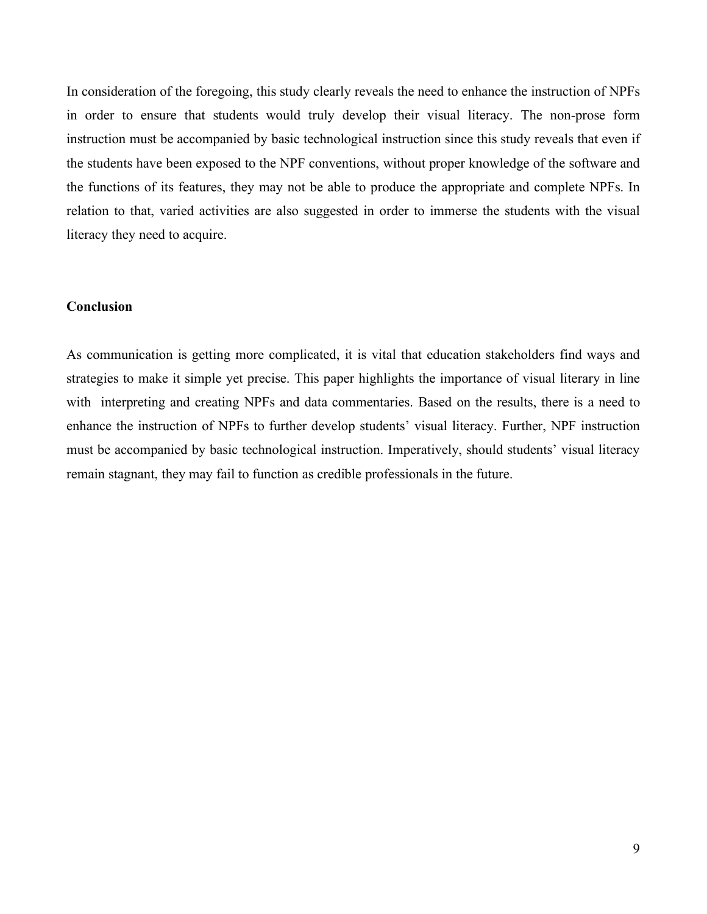In consideration of the foregoing, this study clearly reveals the need to enhance the instruction of NPFs in order to ensure that students would truly develop their visual literacy. The non-prose form instruction must be accompanied by basic technological instruction since this study reveals that even if the students have been exposed to the NPF conventions, without proper knowledge of the software and the functions of its features, they may not be able to produce the appropriate and complete NPFs. In relation to that, varied activities are also suggested in order to immerse the students with the visual literacy they need to acquire.

## Conclusion

As communication is getting more complicated, it is vital that education stakeholders find ways and strategies to make it simple yet precise. This paper highlights the importance of visual literary in line with interpreting and creating NPFs and data commentaries. Based on the results, there is a need to enhance the instruction of NPFs to further develop students' visual literacy. Further, NPF instruction must be accompanied by basic technological instruction. Imperatively, should students' visual literacy remain stagnant, they may fail to function as credible professionals in the future.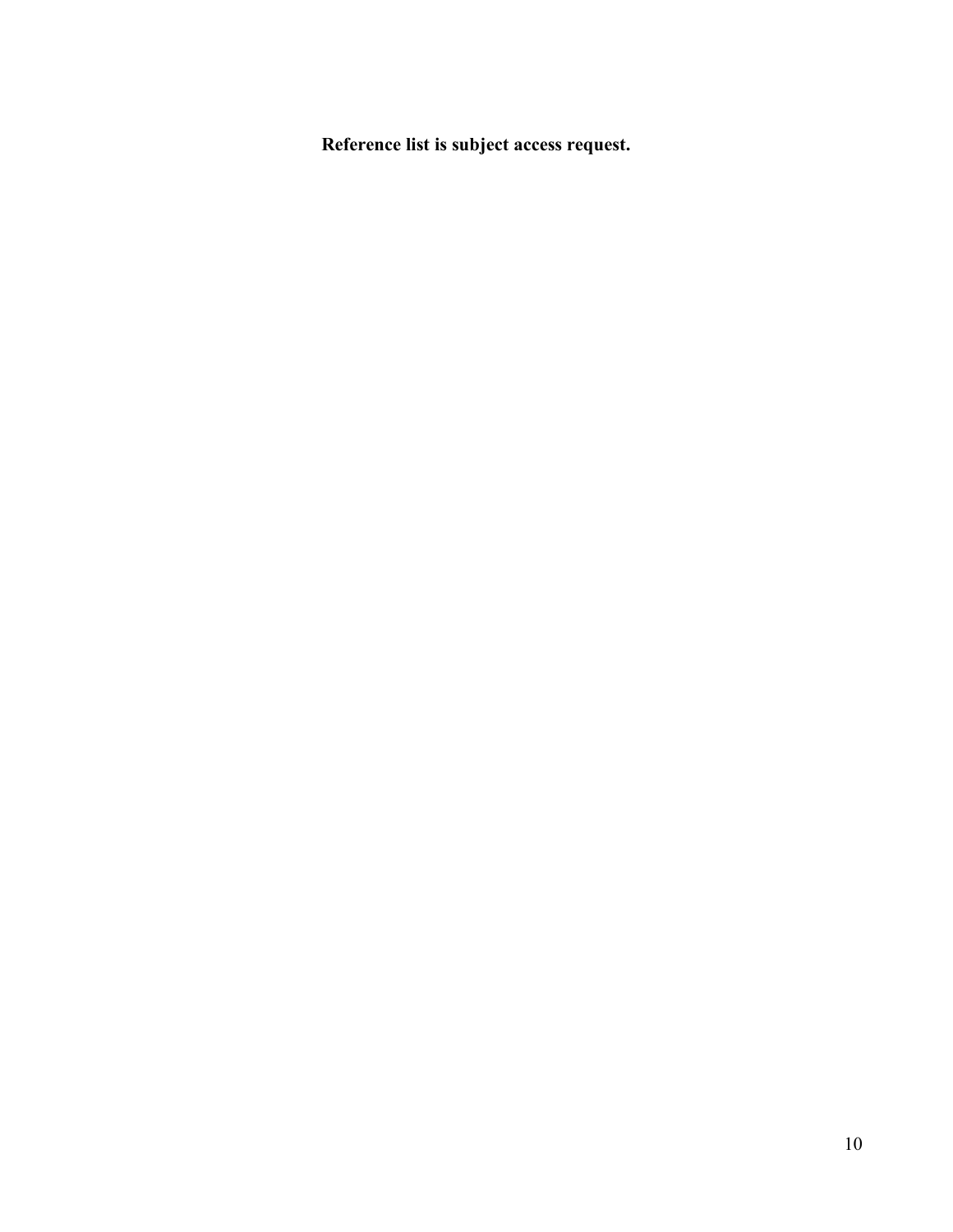**Reference list is subject access request.**